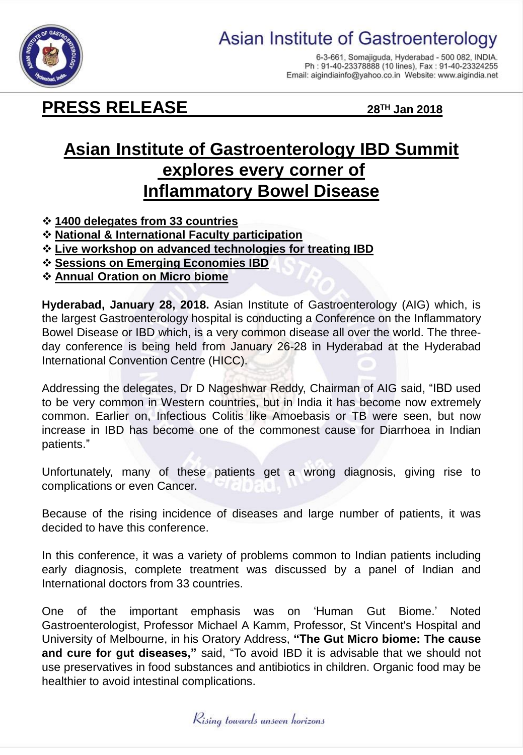# Asian Institute of Gastroenterology

6-3-661, Somajiguda, Hyderabad - 500 082, INDIA.
Ph : 91-40-23378888 (10 lines), Fax : 91-40-23324255
Email: aigindiainfo@yahoo.co.in Website: www.aigindia.net

## PRESS RELEASE

**28TH Jan 2018**

# Asian Institute of Gastroenterology IBD Summit explores every corner of Inflammatory Bowel Disease

- **1400 delegates from 33 countries**
- **National & International Faculty participation**
- **Live workshop on advanced technologies for treating IBD**
- **Sessions on Emerging Economies IBD**
- **Annual Oration on Micro biome**

**Hyderabad, January 28, 2018.** Asian Institute of Gastroenterology (AIG) which, is the largest Gastroenterology hospital is conducting a Conference on the Inflammatory Bowel Disease or IBD which, is a very common disease all over the world. The three-day conference is being held from January 26-28 in Hyderabad at the Hyderabad International Convention Centre (HICC).

Addressing the delegates, Dr D Nageshwar Reddy, Chairman of AIG said, "IBD used to be very common in Western countries, but in India it has become now extremely common. Earlier on, Infectious Colitis like Amoebasis or TB were seen, but now increase in IBD has become one of the commonest cause for Diarrhoea in Indian patients."

Unfortunately, many of these patients get a wrong diagnosis, giving rise to complications or even Cancer.

Because of the rising incidence of diseases and large number of patients, it was decided to have this conference.

In this conference, it was a variety of problems common to Indian patients including early diagnosis, complete treatment was discussed by a panel of Indian and International doctors from 33 countries.

One of the important emphasis was on 'Human Gut Biome.' Noted Gastroenterologist, Professor Michael A Kamm, Professor, St Vincent's Hospital and University of Melbourne, in his Oratory Address, **"The Gut Micro biome: The cause and cure for gut diseases,"** said, "To avoid IBD it is advisable that we should not use preservatives in food substances and antibiotics in children. Organic food may be healthier to avoid intestinal complications.

*Rising towards unseen horizons*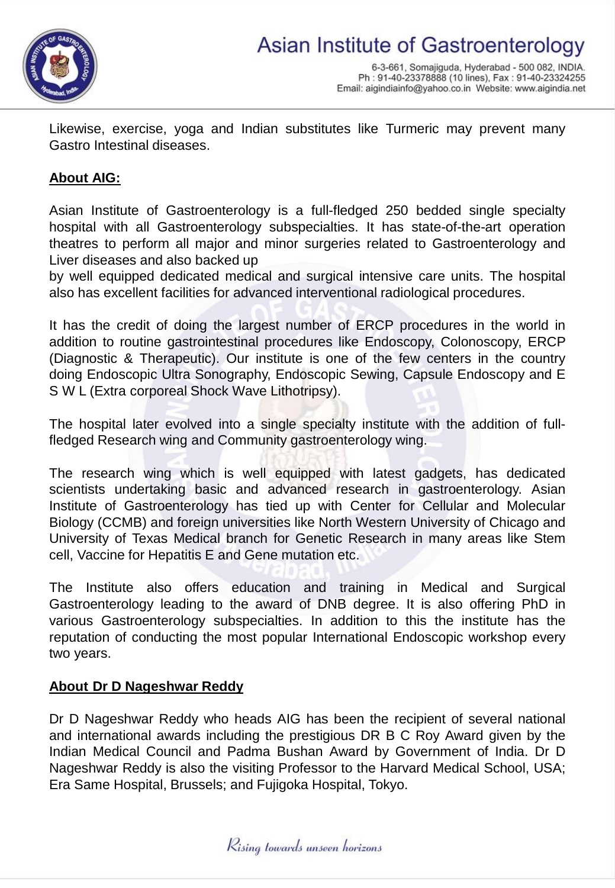Likewise, exercise, yoga and Indian substitutes like Turmeric may prevent many Gastro Intestinal diseases.

**About AIG:**

Asian Institute of Gastroenterology is a full-fledged 250 bedded single specialty hospital with all Gastroenterology subspecialties. It has state-of-the-art operation theatres to perform all major and minor surgeries related to Gastroenterology and Liver diseases and also backed up by well equipped dedicated medical and surgical intensive care units. The hospital also has excellent facilities for advanced interventional radiological procedures.

It has the credit of doing the largest number of ERCP procedures in the world in addition to routine gastrointestinal procedures like Endoscopy, Colonoscopy, ERCP (Diagnostic & Therapeutic). Our institute is one of the few centers in the country doing Endoscopic Ultra Sonography, Endoscopic Sewing, Capsule Endoscopy and E S W L (Extra corporeal Shock Wave Lithotripsy).

The hospital later evolved into a single specialty institute with the addition of full-fledged Research wing and Community gastroenterology wing.

The research wing which is well equipped with latest gadgets, has dedicated scientists undertaking basic and advanced research in gastroenterology. Asian Institute of Gastroenterology has tied up with Center for Cellular and Molecular Biology (CCMB) and foreign universities like North Western University of Chicago and University of Texas Medical branch for Genetic Research in many areas like Stem cell, Vaccine for Hepatitis E and Gene mutation etc.

The Institute also offers education and training in Medical and Surgical Gastroenterology leading to the award of DNB degree. It is also offering PhD in various Gastroenterology subspecialties. In addition to this the institute has the reputation of conducting the most popular International Endoscopic workshop every two years.

**About Dr D Nageshwar Reddy**

Dr D Nageshwar Reddy who heads AIG has been the recipient of several national and international awards including the prestigious DR B C Roy Award given by the Indian Medical Council and Padma Bushan Award by Government of India. Dr D Nageshwar Reddy is also the visiting Professor to the Harvard Medical School, USA; Era Same Hospital, Brussels; and Fujigoka Hospital, Tokyo.